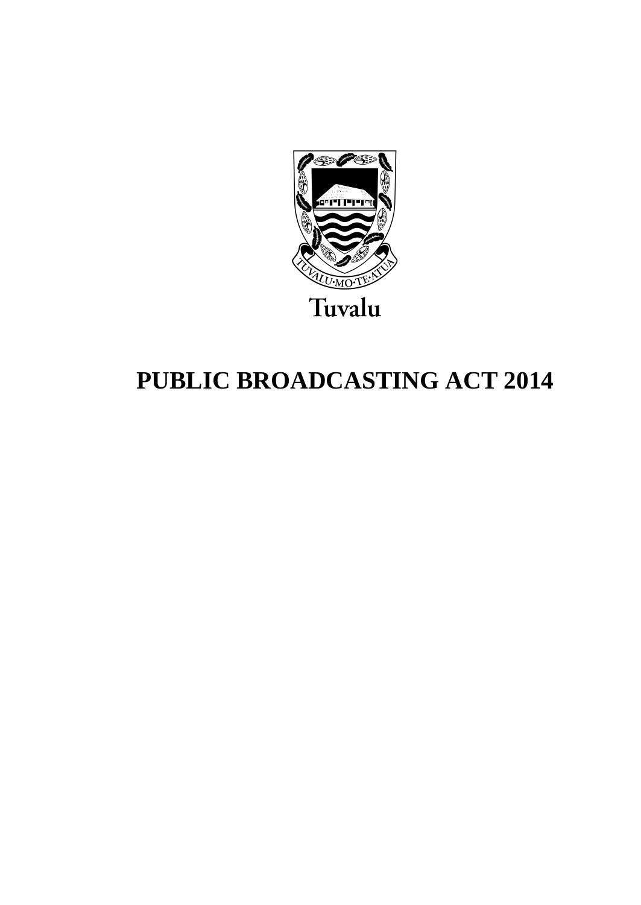TUVALU·MO·TE·ATUA

Tuvalu

# PUBLIC BROADCASTING ACT 2014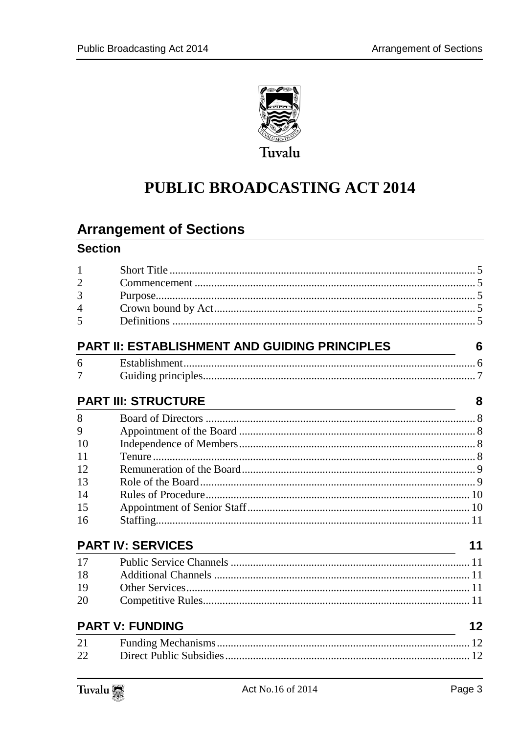Tuvalu

# PUBLIC BROADCASTING ACT 2014

## Arrangement of Sections

### Section

| | | |
|---|---|---|
| 1 | Short Title | 5 |
| 2 | Commencement | 5 |
| 3 | Purpose | 5 |
| 4 | Crown bound by Act | 5 |
| 5 | Definitions | 5 |

### PART II: ESTABLISHMENT AND GUIDING PRINCIPLES — 6

| | | |
|---|---|---|
| 6 | Establishment | 6 |
| 7 | Guiding principles | 7 |

### PART III: STRUCTURE — 8

| | | |
|---|---|---|
| 8 | Board of Directors | 8 |
| 9 | Appointment of the Board | 8 |
| 10 | Independence of Members | 8 |
| 11 | Tenure | 8 |
| 12 | Remuneration of the Board | 9 |
| 13 | Role of the Board | 9 |
| 14 | Rules of Procedure | 10 |
| 15 | Appointment of Senior Staff | 10 |
| 16 | Staffing | 11 |

### PART IV: SERVICES — 11

| | | |
|---|---|---|
| 17 | Public Service Channels | 11 |
| 18 | Additional Channels | 11 |
| 19 | Other Services | 11 |
| 20 | Competitive Rules | 11 |

### PART V: FUNDING — 12

| | | |
|---|---|---|
| 21 | Funding Mechanisms | 12 |
| 22 | Direct Public Subsidies | 12 |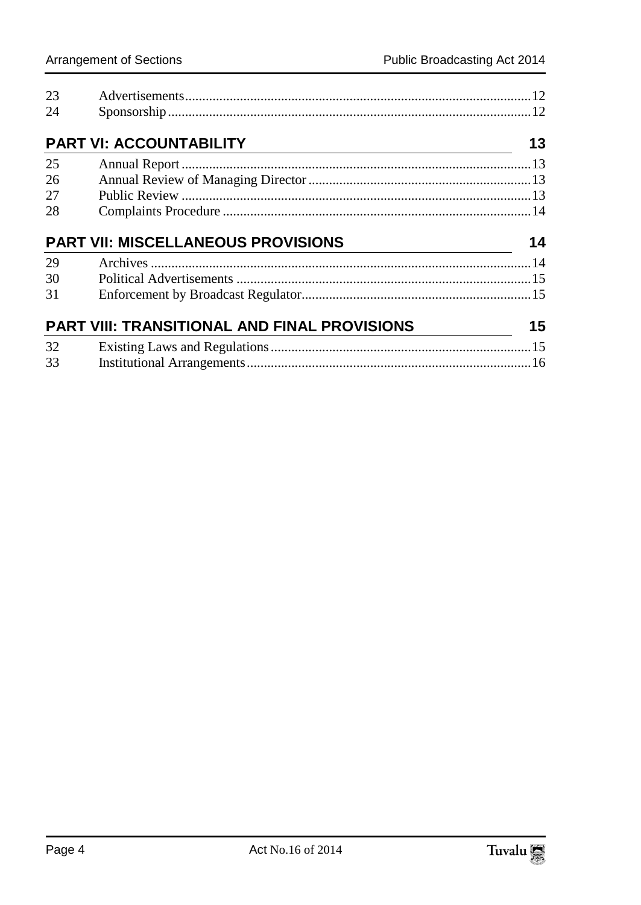| | | |
|---|---|---|
| 23 | Advertisements | 12 |
| 24 | Sponsorship | 12 |

## PART VI: ACCOUNTABILITY — 13

| | | |
|---|---|---|
| 25 | Annual Report | 13 |
| 26 | Annual Review of Managing Director | 13 |
| 27 | Public Review | 13 |
| 28 | Complaints Procedure | 14 |

## PART VII: MISCELLANEOUS PROVISIONS — 14

| | | |
|---|---|---|
| 29 | Archives | 14 |
| 30 | Political Advertisements | 15 |
| 31 | Enforcement by Broadcast Regulator | 15 |

## PART VIII: TRANSITIONAL AND FINAL PROVISIONS — 15

| | | |
|---|---|---|
| 32 | Existing Laws and Regulations | 15 |
| 33 | Institutional Arrangements | 16 |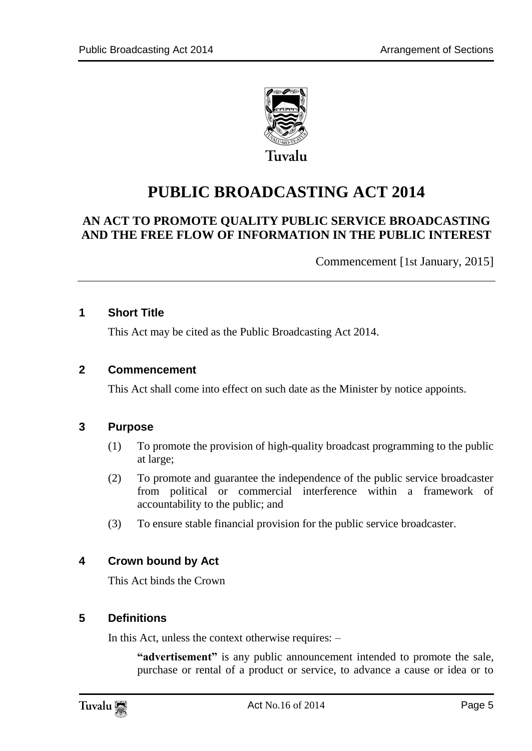Tuvalu

# PUBLIC BROADCASTING ACT 2014

## AN ACT TO PROMOTE QUALITY PUBLIC SERVICE BROADCASTING AND THE FREE FLOW OF INFORMATION IN THE PUBLIC INTEREST

Commencement [1st January, 2015]

---

### 1 Short Title

This Act may be cited as the Public Broadcasting Act 2014.

### 2 Commencement

This Act shall come into effect on such date as the Minister by notice appoints.

### 3 Purpose

(1) To promote the provision of high-quality broadcast programming to the public at large;

(2) To promote and guarantee the independence of the public service broadcaster from political or commercial interference within a framework of accountability to the public; and

(3) To ensure stable financial provision for the public service broadcaster.

### 4 Crown bound by Act

This Act binds the Crown

### 5 Definitions

In this Act, unless the context otherwise requires: –

**"advertisement"** is any public announcement intended to promote the sale, purchase or rental of a product or service, to advance a cause or idea or to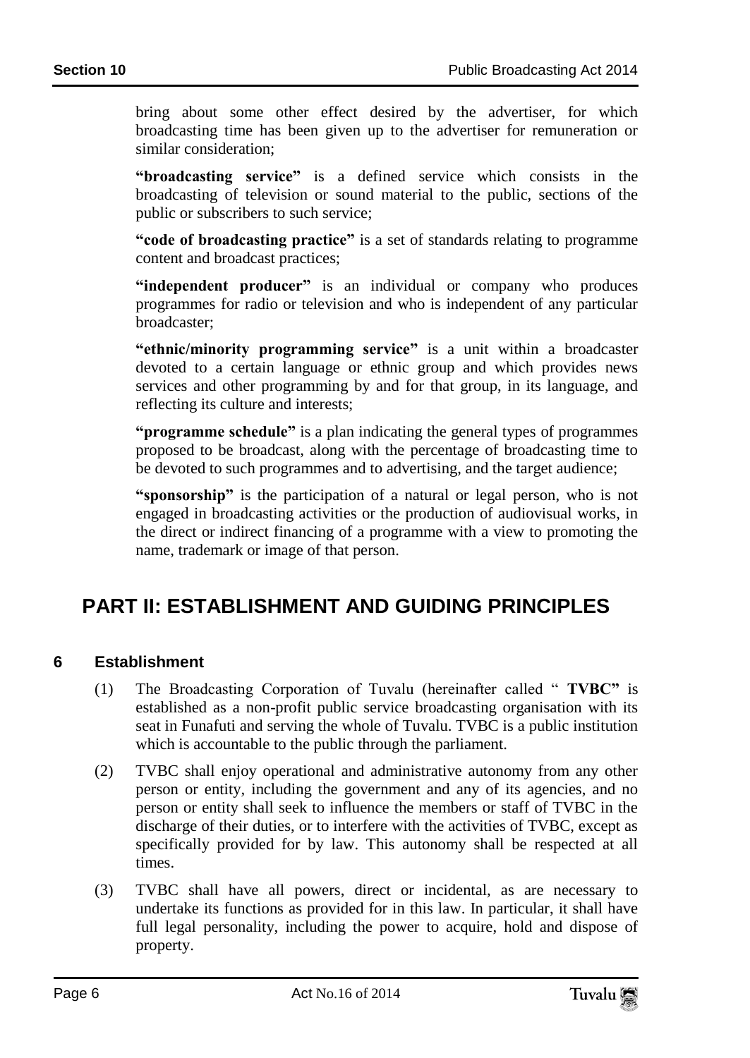bring about some other effect desired by the advertiser, for which broadcasting time has been given up to the advertiser for remuneration or similar consideration;

**"broadcasting service"** is a defined service which consists in the broadcasting of television or sound material to the public, sections of the public or subscribers to such service;

**"code of broadcasting practice"** is a set of standards relating to programme content and broadcast practices;

**"independent producer"** is an individual or company who produces programmes for radio or television and who is independent of any particular broadcaster;

**"ethnic/minority programming service"** is a unit within a broadcaster devoted to a certain language or ethnic group and which provides news services and other programming by and for that group, in its language, and reflecting its culture and interests;

**"programme schedule"** is a plan indicating the general types of programmes proposed to be broadcast, along with the percentage of broadcasting time to be devoted to such programmes and to advertising, and the target audience;

**"sponsorship"** is the participation of a natural or legal person, who is not engaged in broadcasting activities or the production of audiovisual works, in the direct or indirect financing of a programme with a view to promoting the name, trademark or image of that person.

# PART II: ESTABLISHMENT AND GUIDING PRINCIPLES

## 6 Establishment

(1) The Broadcasting Corporation of Tuvalu (hereinafter called " **TVBC"** is established as a non-profit public service broadcasting organisation with its seat in Funafuti and serving the whole of Tuvalu. TVBC is a public institution which is accountable to the public through the parliament.

(2) TVBC shall enjoy operational and administrative autonomy from any other person or entity, including the government and any of its agencies, and no person or entity shall seek to influence the members or staff of TVBC in the discharge of their duties, or to interfere with the activities of TVBC, except as specifically provided for by law. This autonomy shall be respected at all times.

(3) TVBC shall have all powers, direct or incidental, as are necessary to undertake its functions as provided for in this law. In particular, it shall have full legal personality, including the power to acquire, hold and dispose of property.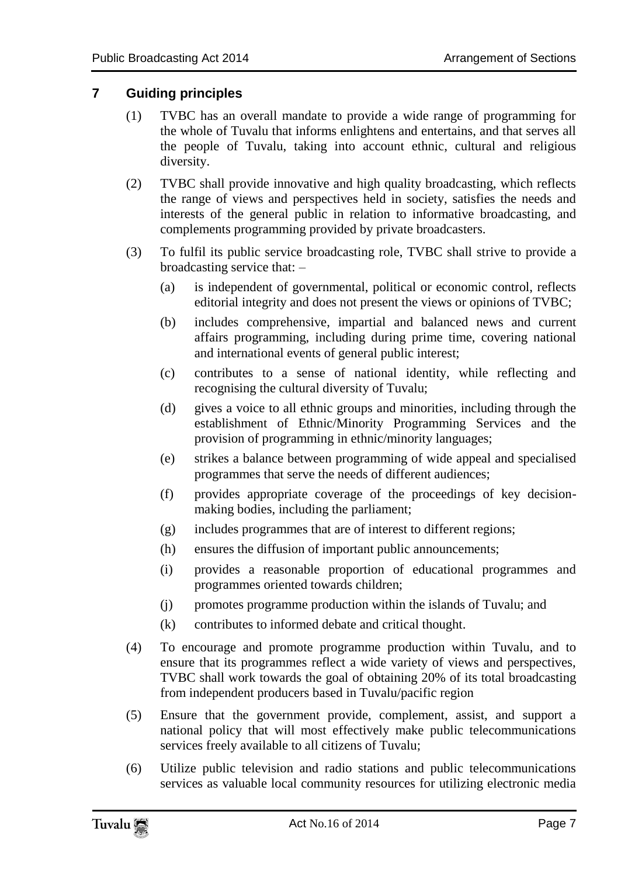## 7 Guiding principles

(1) TVBC has an overall mandate to provide a wide range of programming for the whole of Tuvalu that informs enlightens and entertains, and that serves all the people of Tuvalu, taking into account ethnic, cultural and religious diversity.

(2) TVBC shall provide innovative and high quality broadcasting, which reflects the range of views and perspectives held in society, satisfies the needs and interests of the general public in relation to informative broadcasting, and complements programming provided by private broadcasters.

(3) To fulfil its public service broadcasting role, TVBC shall strive to provide a broadcasting service that: –

(a) is independent of governmental, political or economic control, reflects editorial integrity and does not present the views or opinions of TVBC;

(b) includes comprehensive, impartial and balanced news and current affairs programming, including during prime time, covering national and international events of general public interest;

(c) contributes to a sense of national identity, while reflecting and recognising the cultural diversity of Tuvalu;

(d) gives a voice to all ethnic groups and minorities, including through the establishment of Ethnic/Minority Programming Services and the provision of programming in ethnic/minority languages;

(e) strikes a balance between programming of wide appeal and specialised programmes that serve the needs of different audiences;

(f) provides appropriate coverage of the proceedings of key decision-making bodies, including the parliament;

(g) includes programmes that are of interest to different regions;

(h) ensures the diffusion of important public announcements;

(i) provides a reasonable proportion of educational programmes and programmes oriented towards children;

(j) promotes programme production within the islands of Tuvalu; and

(k) contributes to informed debate and critical thought.

(4) To encourage and promote programme production within Tuvalu, and to ensure that its programmes reflect a wide variety of views and perspectives, TVBC shall work towards the goal of obtaining 20% of its total broadcasting from independent producers based in Tuvalu/pacific region

(5) Ensure that the government provide, complement, assist, and support a national policy that will most effectively make public telecommunications services freely available to all citizens of Tuvalu;

(6) Utilize public television and radio stations and public telecommunications services as valuable local community resources for utilizing electronic media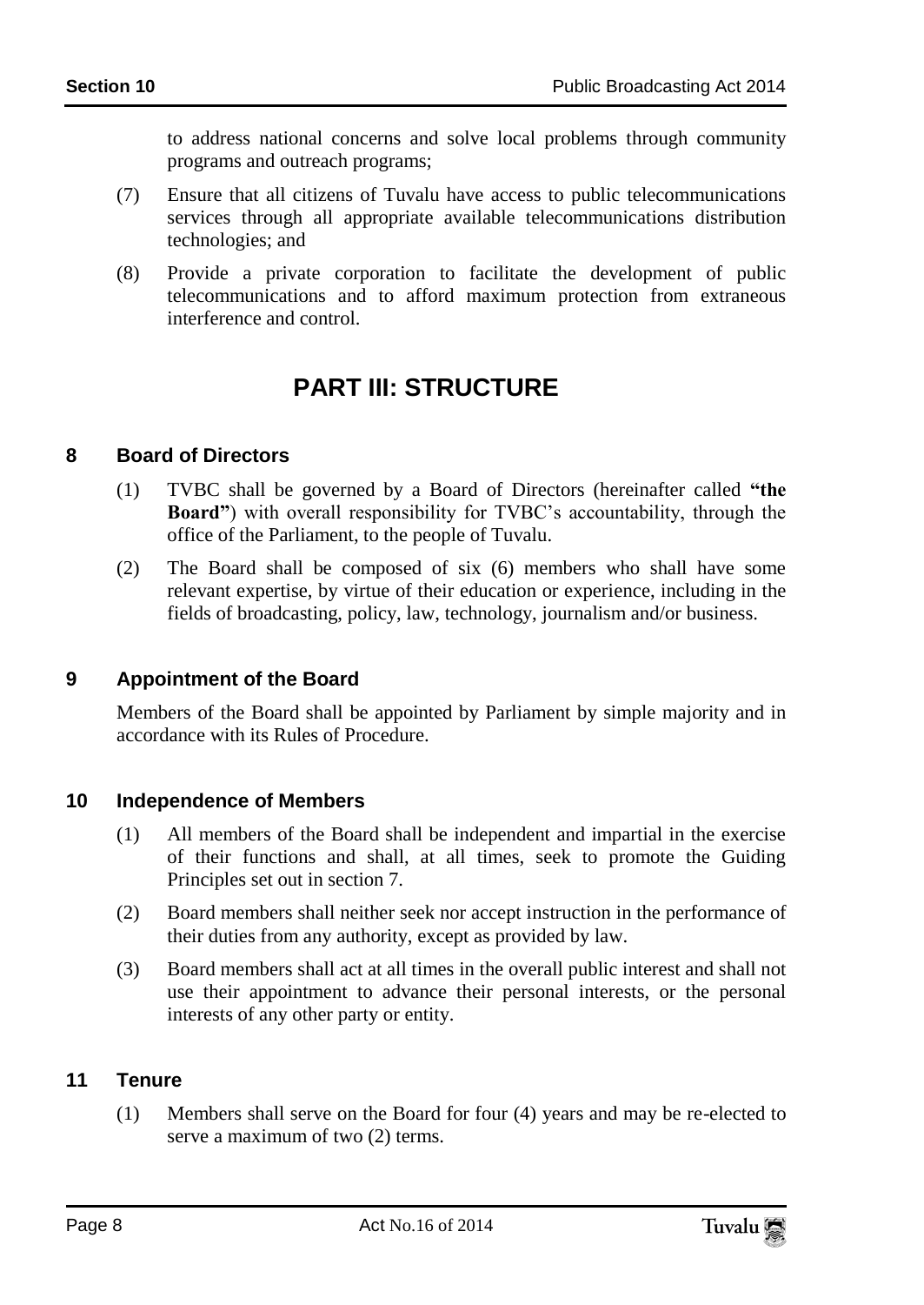to address national concerns and solve local problems through community programs and outreach programs;

(7) Ensure that all citizens of Tuvalu have access to public telecommunications services through all appropriate available telecommunications distribution technologies; and

(8) Provide a private corporation to facilitate the development of public telecommunications and to afford maximum protection from extraneous interference and control.

# PART III: STRUCTURE

## 8 Board of Directors

(1) TVBC shall be governed by a Board of Directors (hereinafter called **"the Board"**) with overall responsibility for TVBC's accountability, through the office of the Parliament, to the people of Tuvalu.

(2) The Board shall be composed of six (6) members who shall have some relevant expertise, by virtue of their education or experience, including in the fields of broadcasting, policy, law, technology, journalism and/or business.

## 9 Appointment of the Board

Members of the Board shall be appointed by Parliament by simple majority and in accordance with its Rules of Procedure.

## 10 Independence of Members

(1) All members of the Board shall be independent and impartial in the exercise of their functions and shall, at all times, seek to promote the Guiding Principles set out in section 7.

(2) Board members shall neither seek nor accept instruction in the performance of their duties from any authority, except as provided by law.

(3) Board members shall act at all times in the overall public interest and shall not use their appointment to advance their personal interests, or the personal interests of any other party or entity.

## 11 Tenure

(1) Members shall serve on the Board for four (4) years and may be re-elected to serve a maximum of two (2) terms.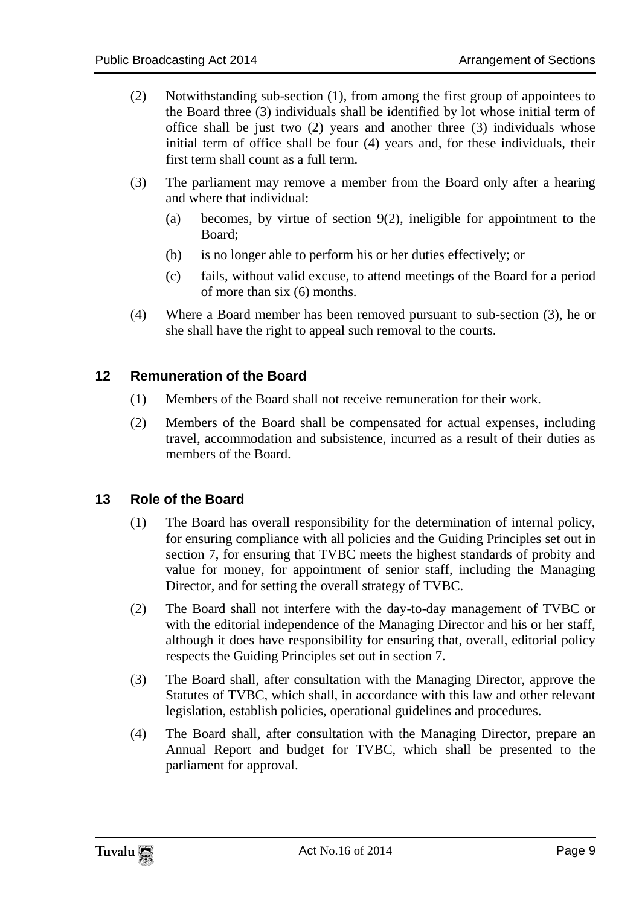(2) Notwithstanding sub-section (1), from among the first group of appointees to the Board three (3) individuals shall be identified by lot whose initial term of office shall be just two (2) years and another three (3) individuals whose initial term of office shall be four (4) years and, for these individuals, their first term shall count as a full term.

(3) The parliament may remove a member from the Board only after a hearing and where that individual: –

(a) becomes, by virtue of section 9(2), ineligible for appointment to the Board;

(b) is no longer able to perform his or her duties effectively; or

(c) fails, without valid excuse, to attend meetings of the Board for a period of more than six (6) months.

(4) Where a Board member has been removed pursuant to sub-section (3), he or she shall have the right to appeal such removal to the courts.

## 12 Remuneration of the Board

(1) Members of the Board shall not receive remuneration for their work.

(2) Members of the Board shall be compensated for actual expenses, including travel, accommodation and subsistence, incurred as a result of their duties as members of the Board.

## 13 Role of the Board

(1) The Board has overall responsibility for the determination of internal policy, for ensuring compliance with all policies and the Guiding Principles set out in section 7, for ensuring that TVBC meets the highest standards of probity and value for money, for appointment of senior staff, including the Managing Director, and for setting the overall strategy of TVBC.

(2) The Board shall not interfere with the day-to-day management of TVBC or with the editorial independence of the Managing Director and his or her staff, although it does have responsibility for ensuring that, overall, editorial policy respects the Guiding Principles set out in section 7.

(3) The Board shall, after consultation with the Managing Director, approve the Statutes of TVBC, which shall, in accordance with this law and other relevant legislation, establish policies, operational guidelines and procedures.

(4) The Board shall, after consultation with the Managing Director, prepare an Annual Report and budget for TVBC, which shall be presented to the parliament for approval.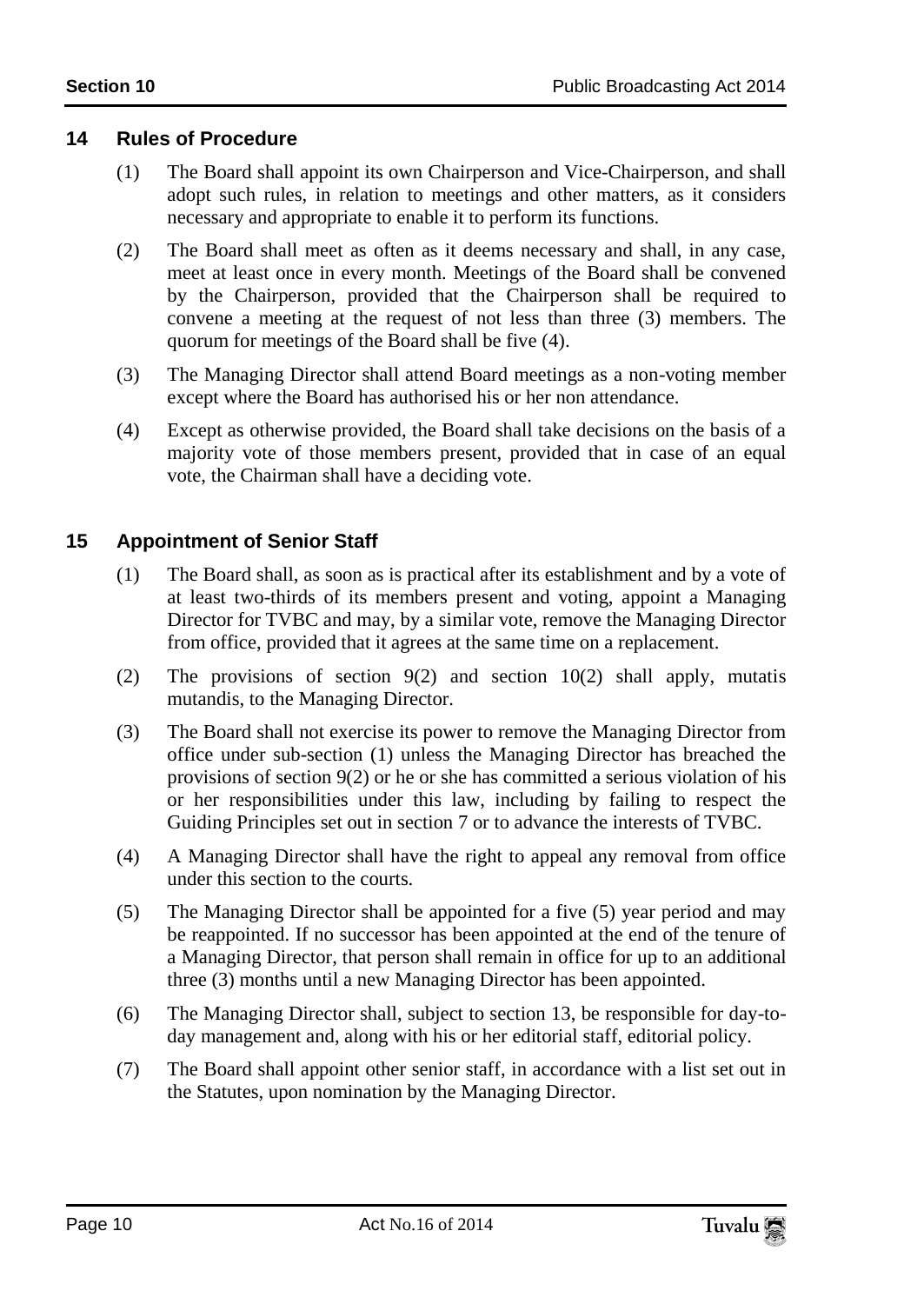## 14 Rules of Procedure

(1) The Board shall appoint its own Chairperson and Vice-Chairperson, and shall adopt such rules, in relation to meetings and other matters, as it considers necessary and appropriate to enable it to perform its functions.

(2) The Board shall meet as often as it deems necessary and shall, in any case, meet at least once in every month. Meetings of the Board shall be convened by the Chairperson, provided that the Chairperson shall be required to convene a meeting at the request of not less than three (3) members. The quorum for meetings of the Board shall be five (4).

(3) The Managing Director shall attend Board meetings as a non-voting member except where the Board has authorised his or her non attendance.

(4) Except as otherwise provided, the Board shall take decisions on the basis of a majority vote of those members present, provided that in case of an equal vote, the Chairman shall have a deciding vote.

## 15 Appointment of Senior Staff

(1) The Board shall, as soon as is practical after its establishment and by a vote of at least two-thirds of its members present and voting, appoint a Managing Director for TVBC and may, by a similar vote, remove the Managing Director from office, provided that it agrees at the same time on a replacement.

(2) The provisions of section 9(2) and section 10(2) shall apply, mutatis mutandis, to the Managing Director.

(3) The Board shall not exercise its power to remove the Managing Director from office under sub-section (1) unless the Managing Director has breached the provisions of section 9(2) or he or she has committed a serious violation of his or her responsibilities under this law, including by failing to respect the Guiding Principles set out in section 7 or to advance the interests of TVBC.

(4) A Managing Director shall have the right to appeal any removal from office under this section to the courts.

(5) The Managing Director shall be appointed for a five (5) year period and may be reappointed. If no successor has been appointed at the end of the tenure of a Managing Director, that person shall remain in office for up to an additional three (3) months until a new Managing Director has been appointed.

(6) The Managing Director shall, subject to section 13, be responsible for day-to-day management and, along with his or her editorial staff, editorial policy.

(7) The Board shall appoint other senior staff, in accordance with a list set out in the Statutes, upon nomination by the Managing Director.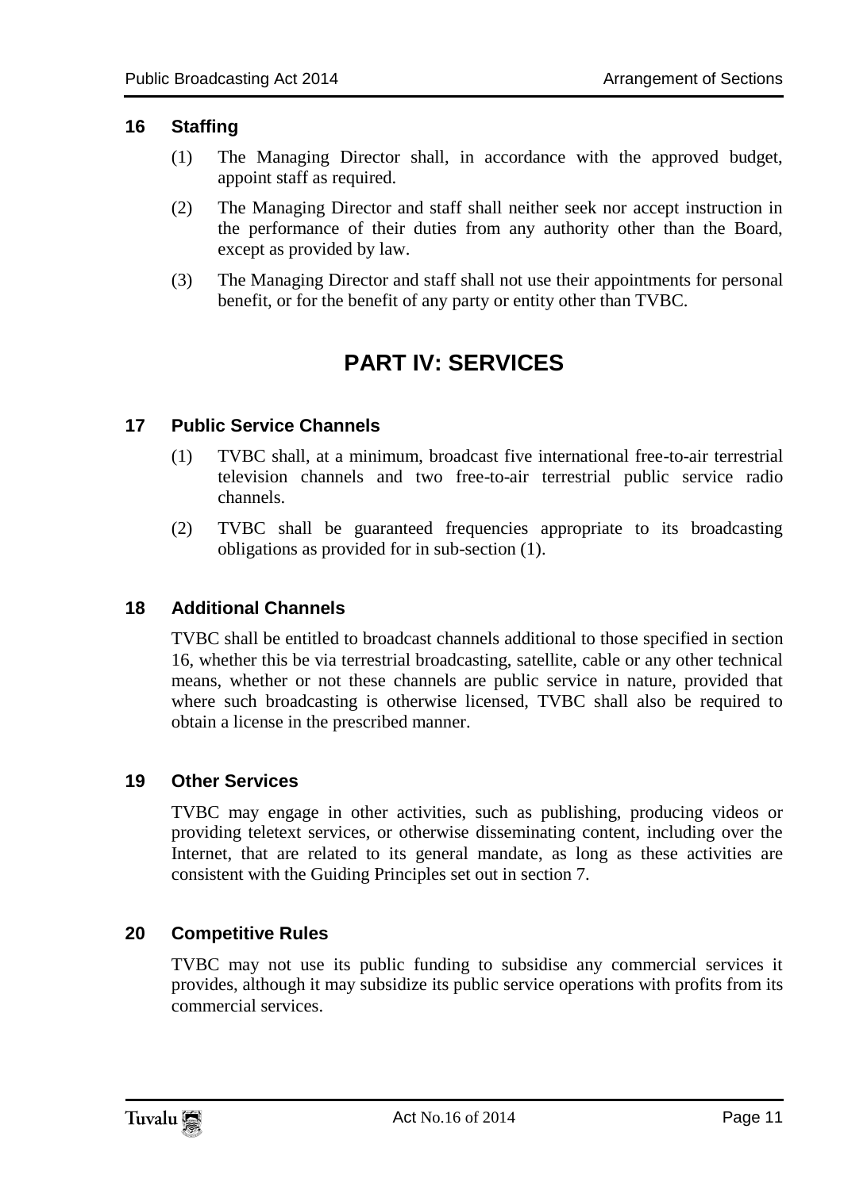### 16 Staffing

(1) The Managing Director shall, in accordance with the approved budget, appoint staff as required.

(2) The Managing Director and staff shall neither seek nor accept instruction in the performance of their duties from any authority other than the Board, except as provided by law.

(3) The Managing Director and staff shall not use their appointments for personal benefit, or for the benefit of any party or entity other than TVBC.

## PART IV: SERVICES

### 17 Public Service Channels

(1) TVBC shall, at a minimum, broadcast five international free-to-air terrestrial television channels and two free-to-air terrestrial public service radio channels.

(2) TVBC shall be guaranteed frequencies appropriate to its broadcasting obligations as provided for in sub-section (1).

### 18 Additional Channels

TVBC shall be entitled to broadcast channels additional to those specified in section 16, whether this be via terrestrial broadcasting, satellite, cable or any other technical means, whether or not these channels are public service in nature, provided that where such broadcasting is otherwise licensed, TVBC shall also be required to obtain a license in the prescribed manner.

### 19 Other Services

TVBC may engage in other activities, such as publishing, producing videos or providing teletext services, or otherwise disseminating content, including over the Internet, that are related to its general mandate, as long as these activities are consistent with the Guiding Principles set out in section 7.

### 20 Competitive Rules

TVBC may not use its public funding to subsidise any commercial services it provides, although it may subsidize its public service operations with profits from its commercial services.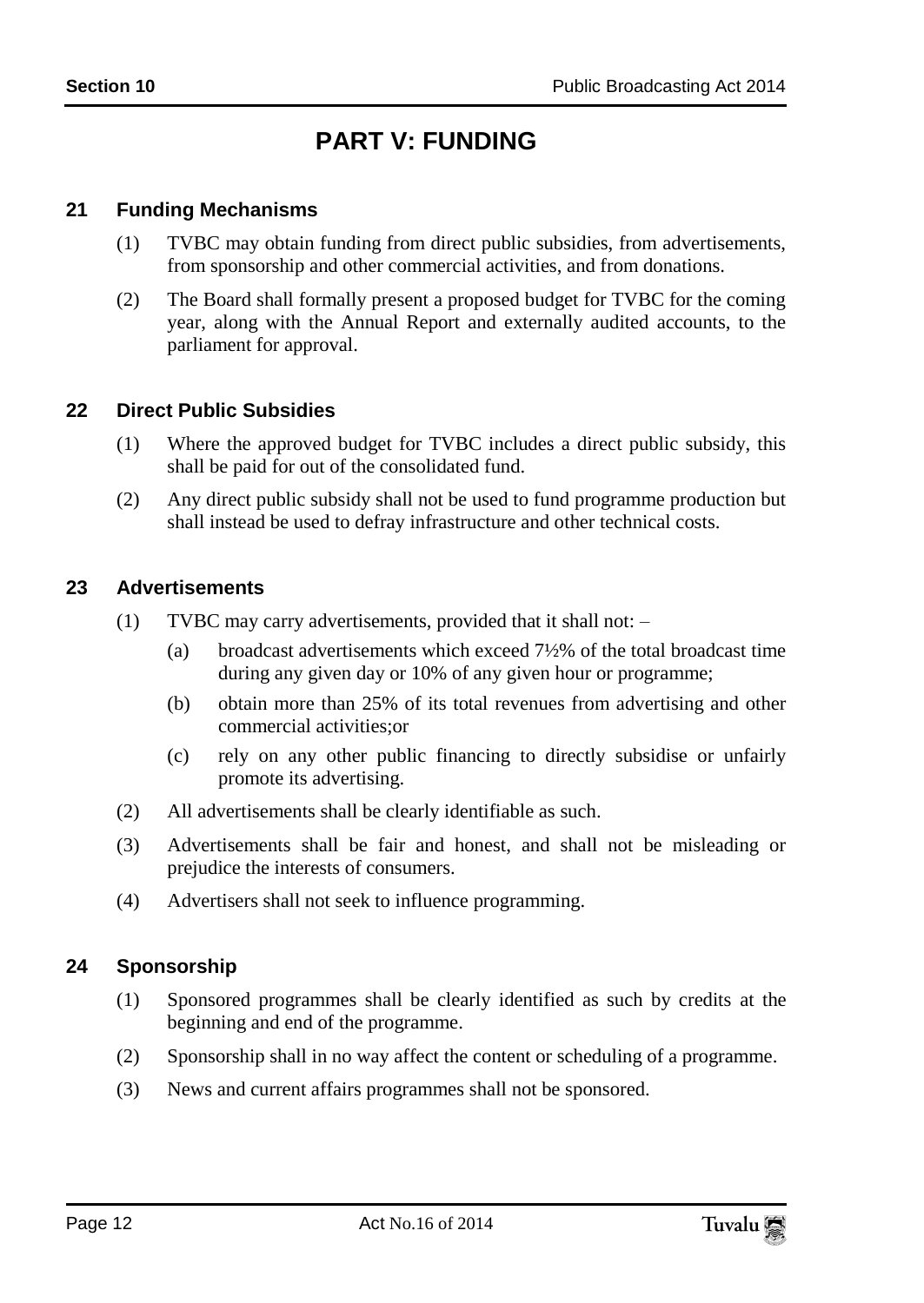# PART V: FUNDING

### 21 Funding Mechanisms

(1) TVBC may obtain funding from direct public subsidies, from advertisements, from sponsorship and other commercial activities, and from donations.

(2) The Board shall formally present a proposed budget for TVBC for the coming year, along with the Annual Report and externally audited accounts, to the parliament for approval.

### 22 Direct Public Subsidies

(1) Where the approved budget for TVBC includes a direct public subsidy, this shall be paid for out of the consolidated fund.

(2) Any direct public subsidy shall not be used to fund programme production but shall instead be used to defray infrastructure and other technical costs.

### 23 Advertisements

(1) TVBC may carry advertisements, provided that it shall not: –

(a) broadcast advertisements which exceed 7½% of the total broadcast time during any given day or 10% of any given hour or programme;

(b) obtain more than 25% of its total revenues from advertising and other commercial activities;or

(c) rely on any other public financing to directly subsidise or unfairly promote its advertising.

(2) All advertisements shall be clearly identifiable as such.

(3) Advertisements shall be fair and honest, and shall not be misleading or prejudice the interests of consumers.

(4) Advertisers shall not seek to influence programming.

### 24 Sponsorship

(1) Sponsored programmes shall be clearly identified as such by credits at the beginning and end of the programme.

(2) Sponsorship shall in no way affect the content or scheduling of a programme.

(3) News and current affairs programmes shall not be sponsored.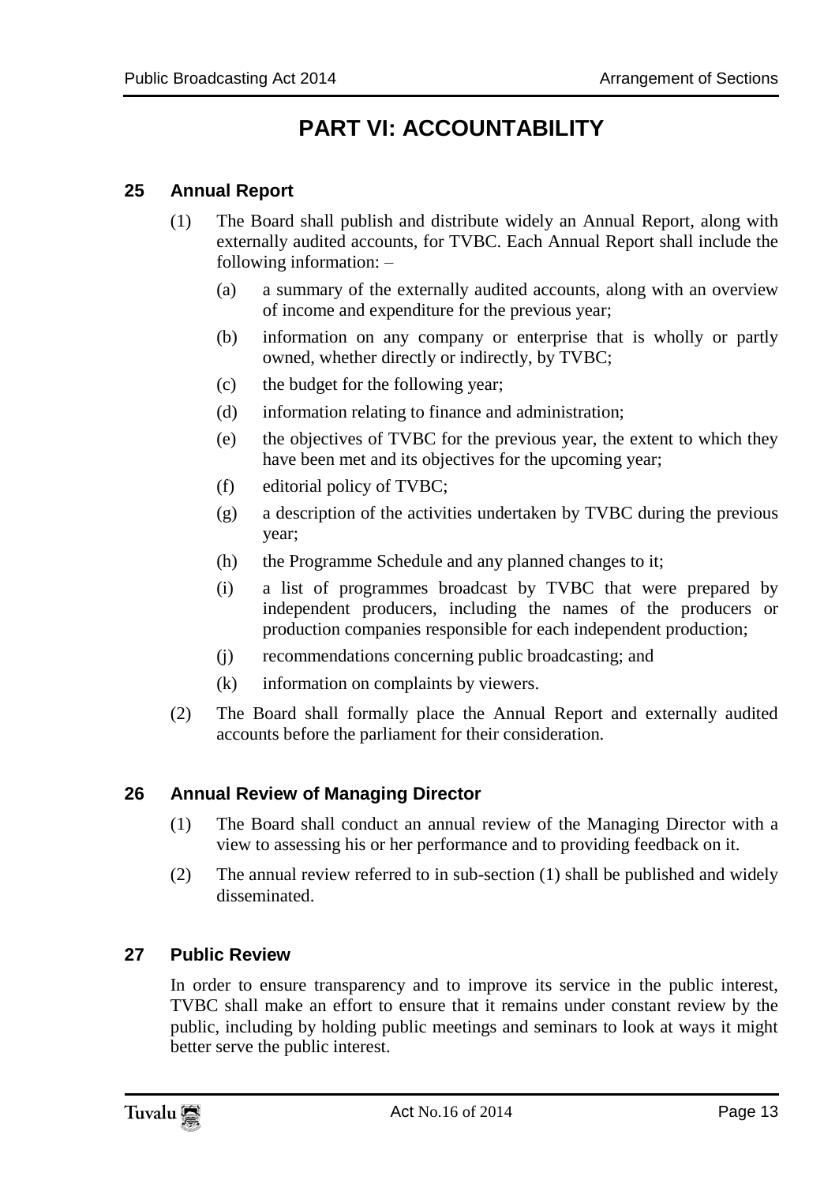# PART VI: ACCOUNTABILITY

## 25 Annual Report

(1) The Board shall publish and distribute widely an Annual Report, along with externally audited accounts, for TVBC. Each Annual Report shall include the following information: –

- (a) a summary of the externally audited accounts, along with an overview of income and expenditure for the previous year;
- (b) information on any company or enterprise that is wholly or partly owned, whether directly or indirectly, by TVBC;
- (c) the budget for the following year;
- (d) information relating to finance and administration;
- (e) the objectives of TVBC for the previous year, the extent to which they have been met and its objectives for the upcoming year;
- (f) editorial policy of TVBC;
- (g) a description of the activities undertaken by TVBC during the previous year;
- (h) the Programme Schedule and any planned changes to it;
- (i) a list of programmes broadcast by TVBC that were prepared by independent producers, including the names of the producers or production companies responsible for each independent production;
- (j) recommendations concerning public broadcasting; and
- (k) information on complaints by viewers.

(2) The Board shall formally place the Annual Report and externally audited accounts before the parliament for their consideration.

## 26 Annual Review of Managing Director

(1) The Board shall conduct an annual review of the Managing Director with a view to assessing his or her performance and to providing feedback on it.

(2) The annual review referred to in sub-section (1) shall be published and widely disseminated.

## 27 Public Review

In order to ensure transparency and to improve its service in the public interest, TVBC shall make an effort to ensure that it remains under constant review by the public, including by holding public meetings and seminars to look at ways it might better serve the public interest.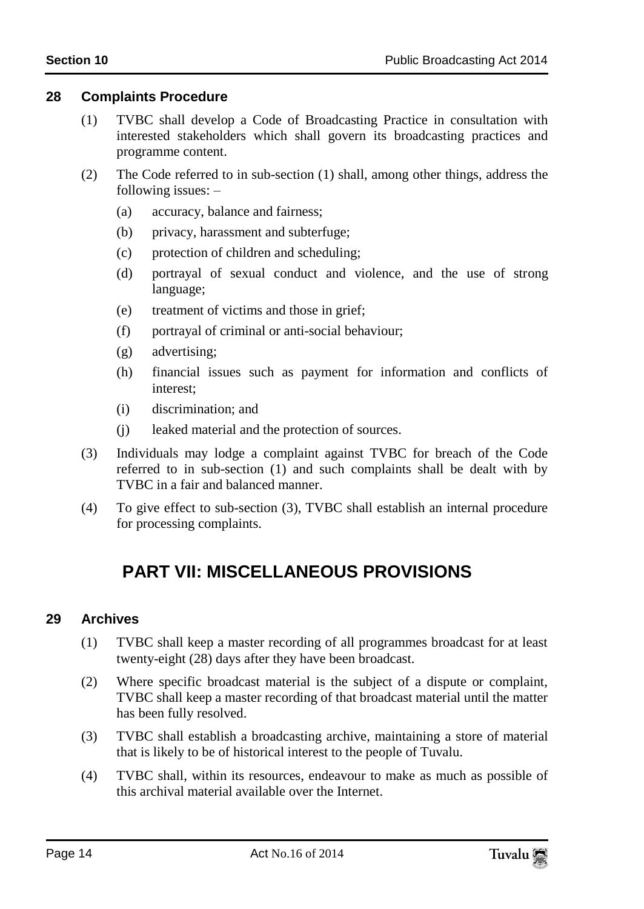### 28 Complaints Procedure

(1) TVBC shall develop a Code of Broadcasting Practice in consultation with interested stakeholders which shall govern its broadcasting practices and programme content.

(2) The Code referred to in sub-section (1) shall, among other things, address the following issues: –

(a) accuracy, balance and fairness;

(b) privacy, harassment and subterfuge;

(c) protection of children and scheduling;

(d) portrayal of sexual conduct and violence, and the use of strong language;

(e) treatment of victims and those in grief;

(f) portrayal of criminal or anti-social behaviour;

(g) advertising;

(h) financial issues such as payment for information and conflicts of interest;

(i) discrimination; and

(j) leaked material and the protection of sources.

(3) Individuals may lodge a complaint against TVBC for breach of the Code referred to in sub-section (1) and such complaints shall be dealt with by TVBC in a fair and balanced manner.

(4) To give effect to sub-section (3), TVBC shall establish an internal procedure for processing complaints.

## PART VII: MISCELLANEOUS PROVISIONS

### 29 Archives

(1) TVBC shall keep a master recording of all programmes broadcast for at least twenty-eight (28) days after they have been broadcast.

(2) Where specific broadcast material is the subject of a dispute or complaint, TVBC shall keep a master recording of that broadcast material until the matter has been fully resolved.

(3) TVBC shall establish a broadcasting archive, maintaining a store of material that is likely to be of historical interest to the people of Tuvalu.

(4) TVBC shall, within its resources, endeavour to make as much as possible of this archival material available over the Internet.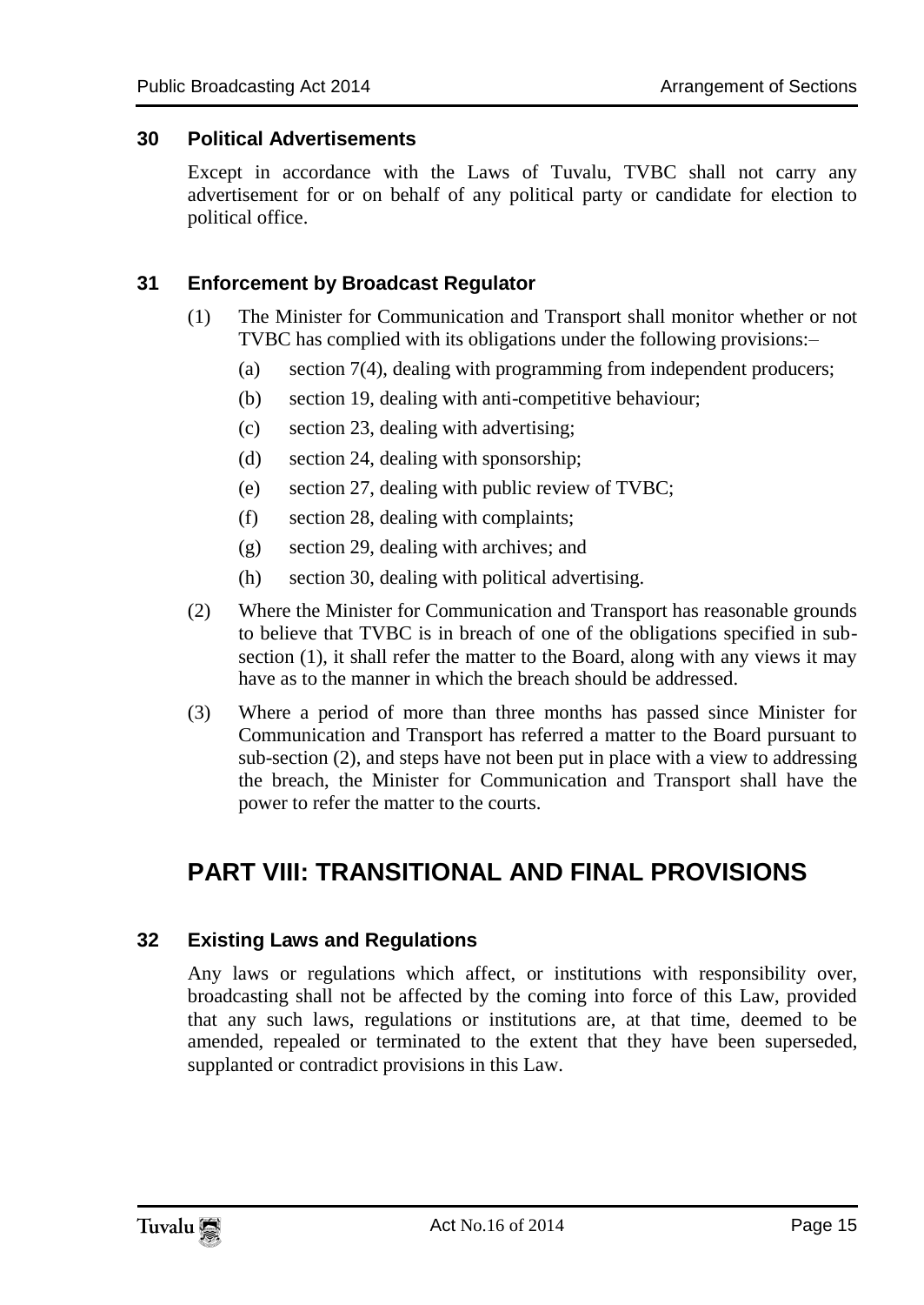### 30 Political Advertisements

Except in accordance with the Laws of Tuvalu, TVBC shall not carry any advertisement for or on behalf of any political party or candidate for election to political office.

### 31 Enforcement by Broadcast Regulator

(1) The Minister for Communication and Transport shall monitor whether or not TVBC has complied with its obligations under the following provisions:–

- (a) section 7(4), dealing with programming from independent producers;
- (b) section 19, dealing with anti-competitive behaviour;
- (c) section 23, dealing with advertising;
- (d) section 24, dealing with sponsorship;
- (e) section 27, dealing with public review of TVBC;
- (f) section 28, dealing with complaints;
- (g) section 29, dealing with archives; and
- (h) section 30, dealing with political advertising.

(2) Where the Minister for Communication and Transport has reasonable grounds to believe that TVBC is in breach of one of the obligations specified in sub-section (1), it shall refer the matter to the Board, along with any views it may have as to the manner in which the breach should be addressed.

(3) Where a period of more than three months has passed since Minister for Communication and Transport has referred a matter to the Board pursuant to sub-section (2), and steps have not been put in place with a view to addressing the breach, the Minister for Communication and Transport shall have the power to refer the matter to the courts.

## PART VIII: TRANSITIONAL AND FINAL PROVISIONS

### 32 Existing Laws and Regulations

Any laws or regulations which affect, or institutions with responsibility over, broadcasting shall not be affected by the coming into force of this Law, provided that any such laws, regulations or institutions are, at that time, deemed to be amended, repealed or terminated to the extent that they have been superseded, supplanted or contradict provisions in this Law.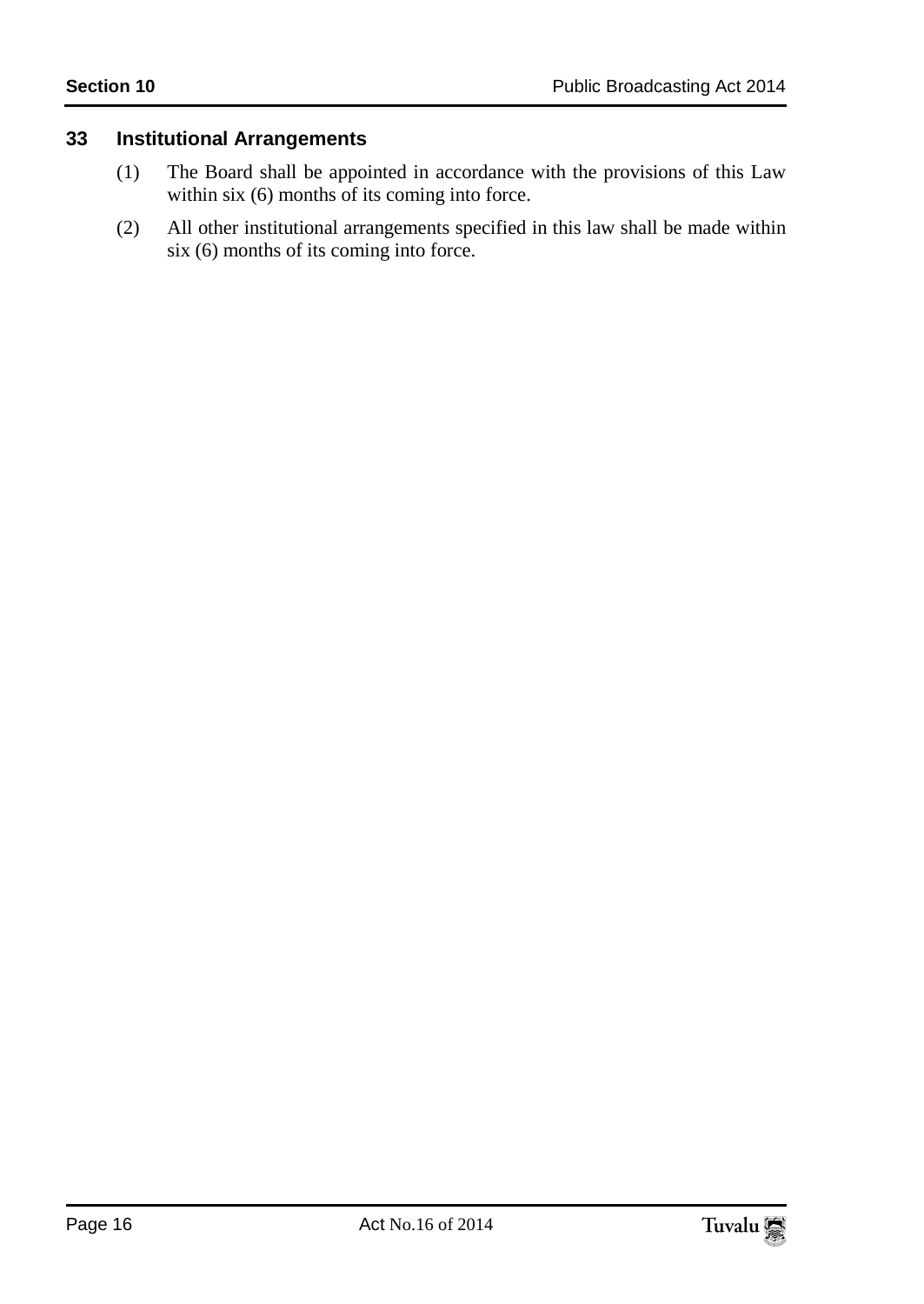## 33 Institutional Arrangements

(1) The Board shall be appointed in accordance with the provisions of this Law within six (6) months of its coming into force.

(2) All other institutional arrangements specified in this law shall be made within six (6) months of its coming into force.